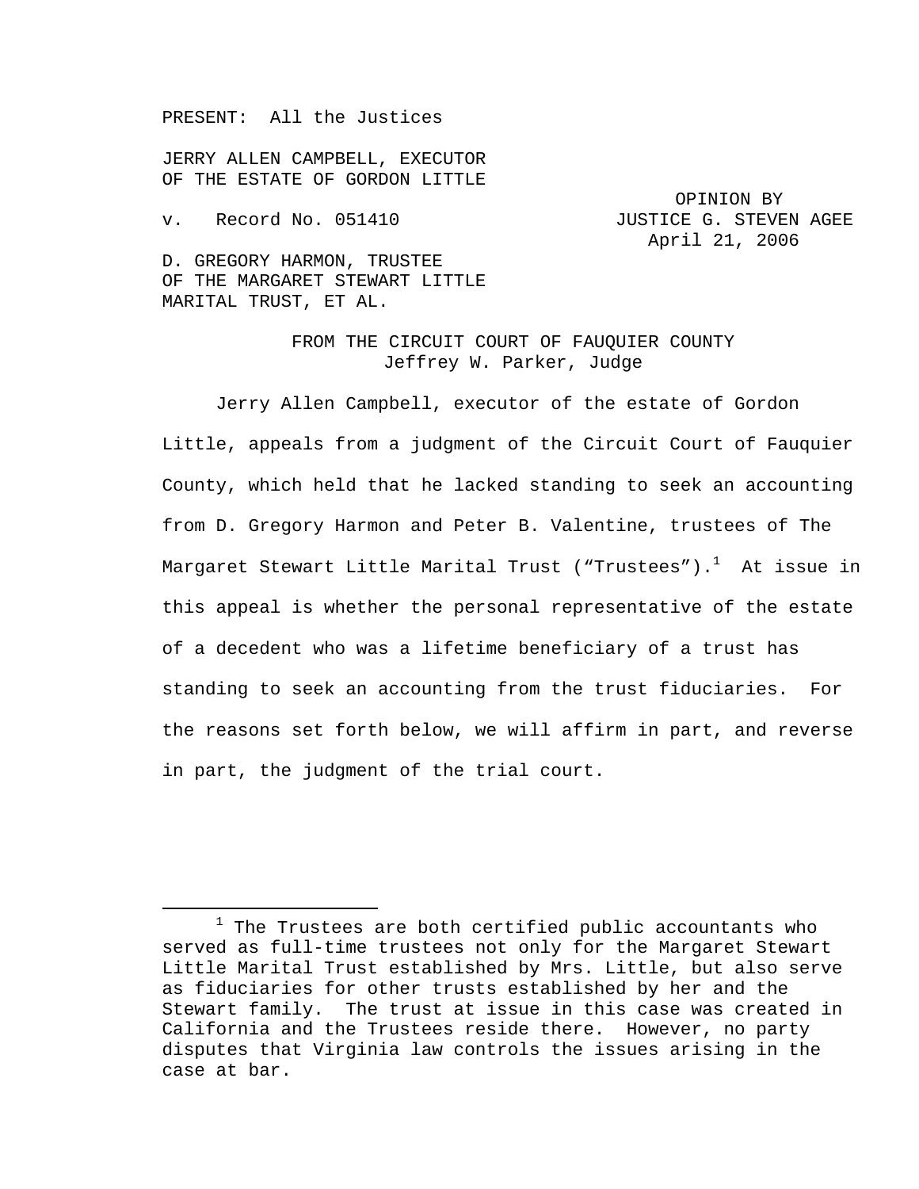PRESENT: All the Justices

JERRY ALLEN CAMPBELL, EXECUTOR
OF THE ESTATE OF GORDON LITTLE

v. Record No. 051410

OPINION BY
JUSTICE G. STEVEN AGEE
April 21, 2006

D. GREGORY HARMON, TRUSTEE
OF THE MARGARET STEWART LITTLE
MARITAL TRUST, ET AL.

FROM THE CIRCUIT COURT OF FAUQUIER COUNTY
Jeffrey W. Parker, Judge

Jerry Allen Campbell, executor of the estate of Gordon Little, appeals from a judgment of the Circuit Court of Fauquier County, which held that he lacked standing to seek an accounting from D. Gregory Harmon and Peter B. Valentine, trustees of The Margaret Stewart Little Marital Trust ("Trustees").[1] At issue in this appeal is whether the personal representative of the estate of a decedent who was a lifetime beneficiary of a trust has standing to seek an accounting from the trust fiduciaries. For the reasons set forth below, we will affirm in part, and reverse in part, the judgment of the trial court.

---

[1] The Trustees are both certified public accountants who served as full-time trustees not only for the Margaret Stewart Little Marital Trust established by Mrs. Little, but also serve as fiduciaries for other trusts established by her and the Stewart family. The trust at issue in this case was created in California and the Trustees reside there. However, no party disputes that Virginia law controls the issues arising in the case at bar.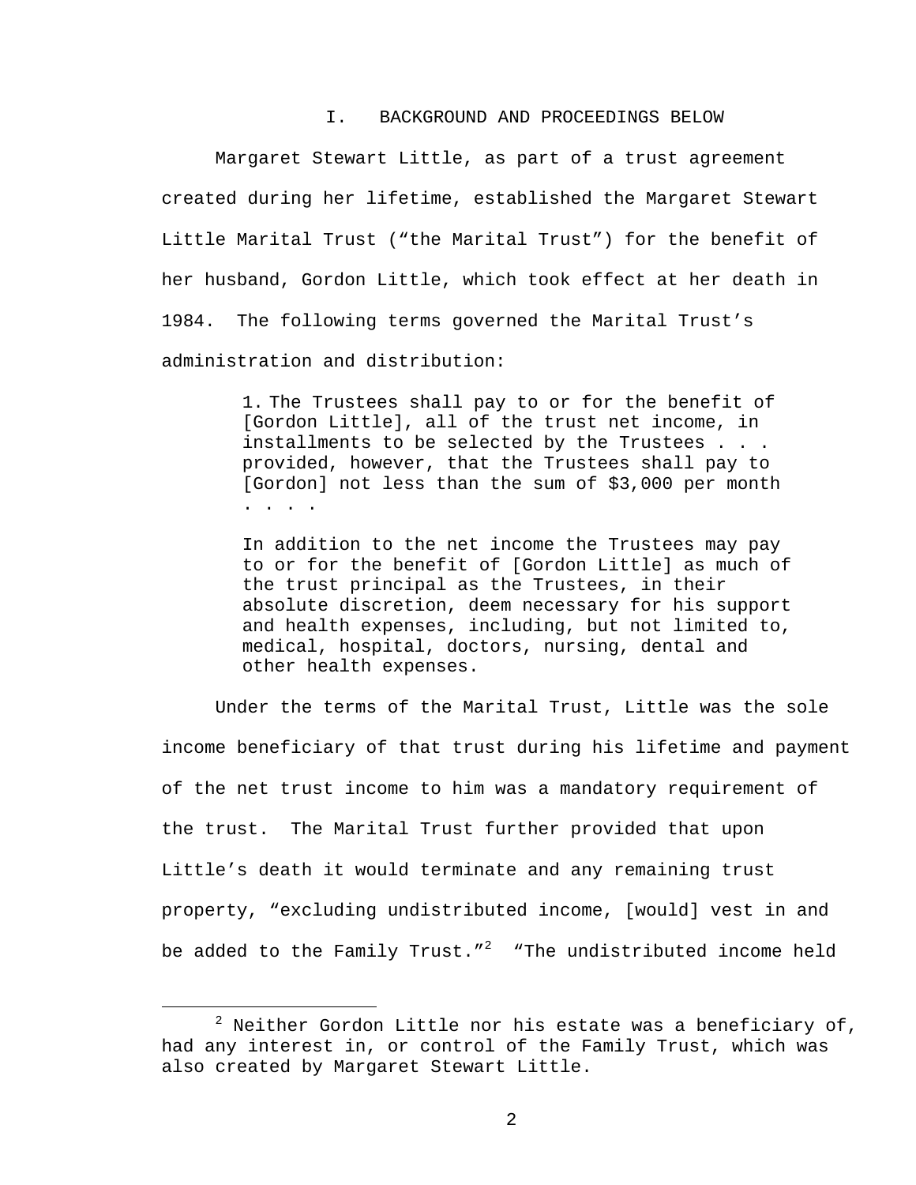## I. BACKGROUND AND PROCEEDINGS BELOW

Margaret Stewart Little, as part of a trust agreement created during her lifetime, established the Margaret Stewart Little Marital Trust ("the Marital Trust") for the benefit of her husband, Gordon Little, which took effect at her death in 1984. The following terms governed the Marital Trust's administration and distribution:

> 1. The Trustees shall pay to or for the benefit of [Gordon Little], all of the trust net income, in installments to be selected by the Trustees . . . provided, however, that the Trustees shall pay to [Gordon] not less than the sum of $3,000 per month . . . .
>
> In addition to the net income the Trustees may pay to or for the benefit of [Gordon Little] as much of the trust principal as the Trustees, in their absolute discretion, deem necessary for his support and health expenses, including, but not limited to, medical, hospital, doctors, nursing, dental and other health expenses.

Under the terms of the Marital Trust, Little was the sole income beneficiary of that trust during his lifetime and payment of the net trust income to him was a mandatory requirement of the trust. The Marital Trust further provided that upon Little's death it would terminate and any remaining trust property, "excluding undistributed income, [would] vest in and be added to the Family Trust."[2] "The undistributed income held

---

[2] Neither Gordon Little nor his estate was a beneficiary of, had any interest in, or control of the Family Trust, which was also created by Margaret Stewart Little.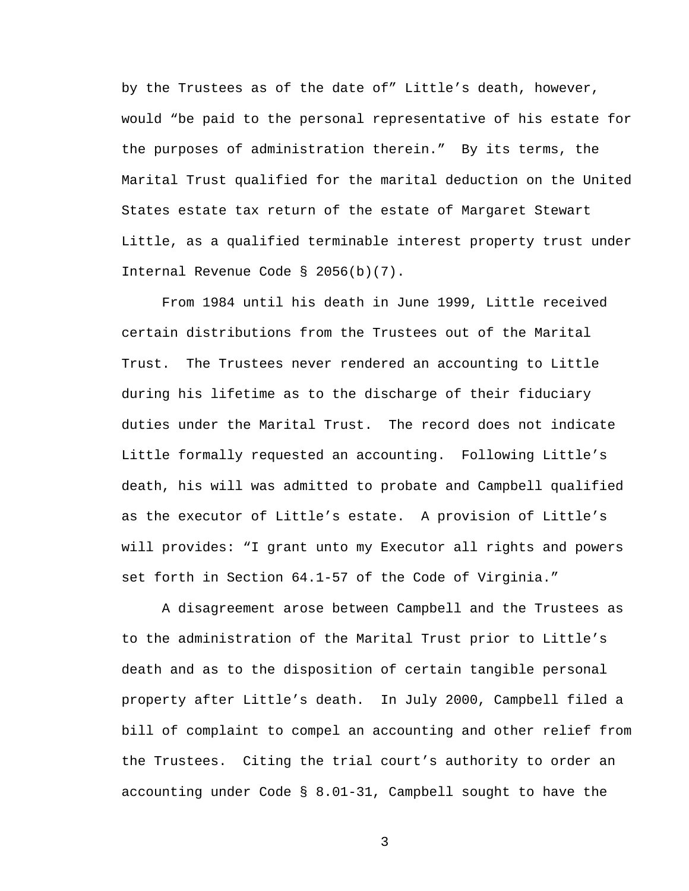by the Trustees as of the date of" Little's death, however, would "be paid to the personal representative of his estate for the purposes of administration therein." By its terms, the Marital Trust qualified for the marital deduction on the United States estate tax return of the estate of Margaret Stewart Little, as a qualified terminable interest property trust under Internal Revenue Code § 2056(b)(7).

From 1984 until his death in June 1999, Little received certain distributions from the Trustees out of the Marital Trust. The Trustees never rendered an accounting to Little during his lifetime as to the discharge of their fiduciary duties under the Marital Trust. The record does not indicate Little formally requested an accounting. Following Little's death, his will was admitted to probate and Campbell qualified as the executor of Little's estate. A provision of Little's will provides: "I grant unto my Executor all rights and powers set forth in Section 64.1-57 of the Code of Virginia."

A disagreement arose between Campbell and the Trustees as to the administration of the Marital Trust prior to Little's death and as to the disposition of certain tangible personal property after Little's death. In July 2000, Campbell filed a bill of complaint to compel an accounting and other relief from the Trustees. Citing the trial court's authority to order an accounting under Code § 8.01-31, Campbell sought to have the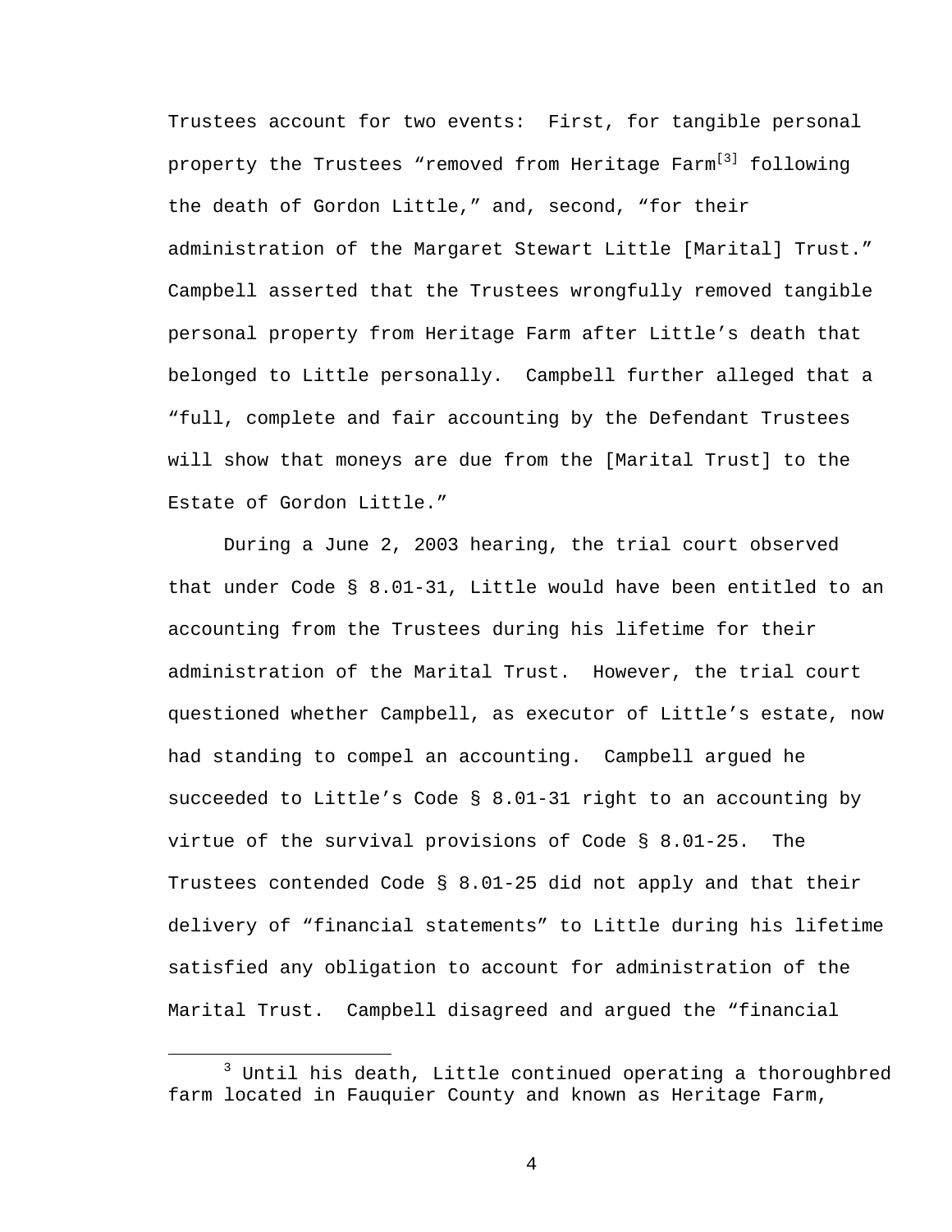Trustees account for two events: First, for tangible personal property the Trustees "removed from Heritage Farm[3] following the death of Gordon Little," and, second, "for their administration of the Margaret Stewart Little [Marital] Trust." Campbell asserted that the Trustees wrongfully removed tangible personal property from Heritage Farm after Little's death that belonged to Little personally. Campbell further alleged that a "full, complete and fair accounting by the Defendant Trustees will show that moneys are due from the [Marital Trust] to the Estate of Gordon Little."

During a June 2, 2003 hearing, the trial court observed that under Code § 8.01-31, Little would have been entitled to an accounting from the Trustees during his lifetime for their administration of the Marital Trust. However, the trial court questioned whether Campbell, as executor of Little's estate, now had standing to compel an accounting. Campbell argued he succeeded to Little's Code § 8.01-31 right to an accounting by virtue of the survival provisions of Code § 8.01-25. The Trustees contended Code § 8.01-25 did not apply and that their delivery of "financial statements" to Little during his lifetime satisfied any obligation to account for administration of the Marital Trust. Campbell disagreed and argued the "financial

---

[3] Until his death, Little continued operating a thoroughbred farm located in Fauquier County and known as Heritage Farm,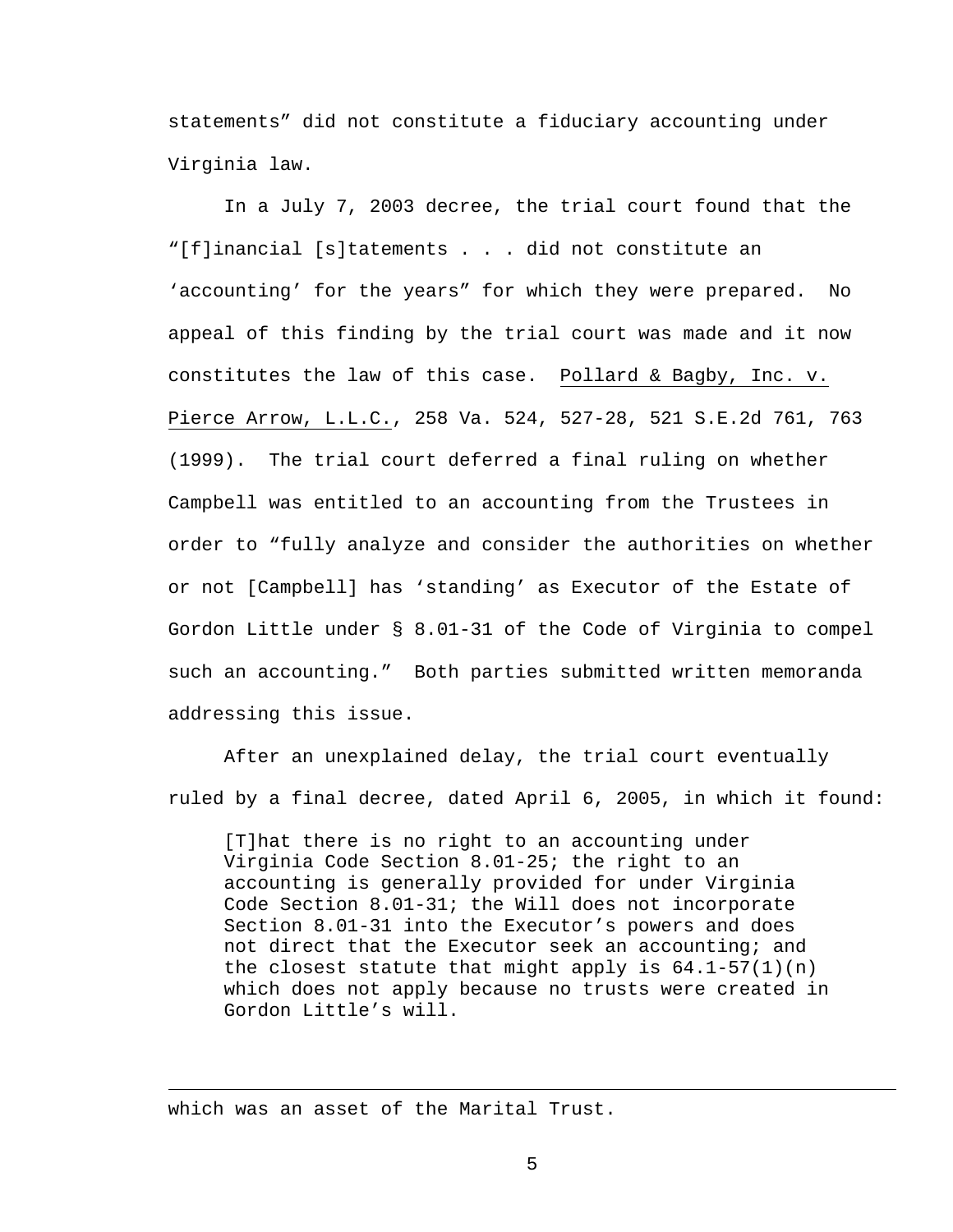statements" did not constitute a fiduciary accounting under Virginia law.

In a July 7, 2003 decree, the trial court found that the "[f]inancial [s]tatements . . . did not constitute an 'accounting' for the years" for which they were prepared. No appeal of this finding by the trial court was made and it now constitutes the law of this case. Pollard & Bagby, Inc. v. Pierce Arrow, L.L.C., 258 Va. 524, 527-28, 521 S.E.2d 761, 763 (1999). The trial court deferred a final ruling on whether Campbell was entitled to an accounting from the Trustees in order to "fully analyze and consider the authorities on whether or not [Campbell] has 'standing' as Executor of the Estate of Gordon Little under § 8.01-31 of the Code of Virginia to compel such an accounting." Both parties submitted written memoranda addressing this issue.

After an unexplained delay, the trial court eventually ruled by a final decree, dated April 6, 2005, in which it found:

> [T]hat there is no right to an accounting under Virginia Code Section 8.01-25; the right to an accounting is generally provided for under Virginia Code Section 8.01-31; the Will does not incorporate Section 8.01-31 into the Executor's powers and does not direct that the Executor seek an accounting; and the closest statute that might apply is 64.1-57(1)(n) which does not apply because no trusts were created in Gordon Little's will.

---

which was an asset of the Marital Trust.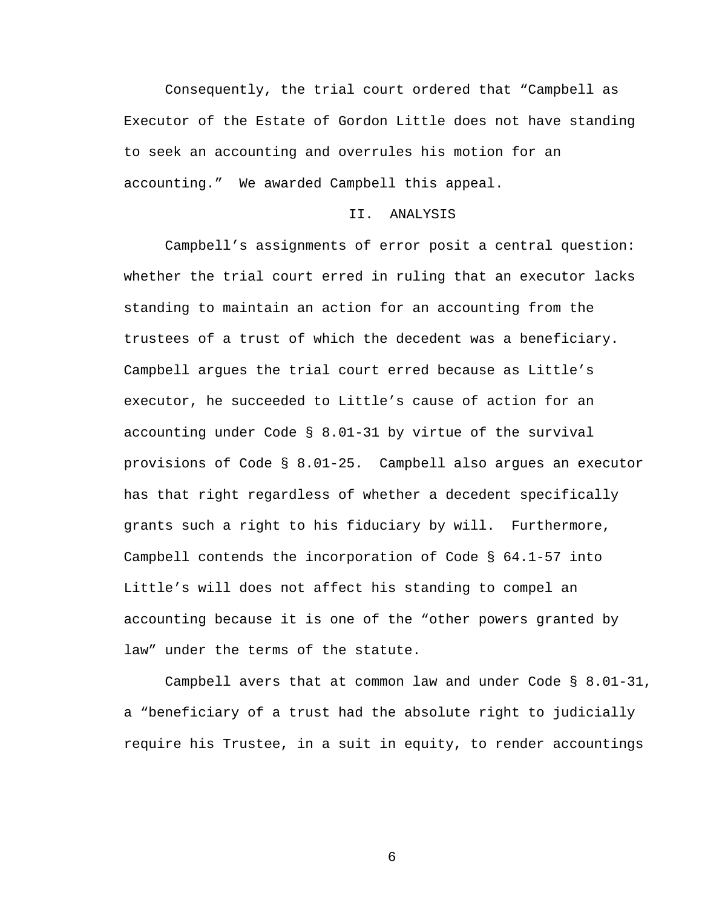Consequently, the trial court ordered that “Campbell as Executor of the Estate of Gordon Little does not have standing to seek an accounting and overrules his motion for an accounting.” We awarded Campbell this appeal.

## II. ANALYSIS

Campbell’s assignments of error posit a central question: whether the trial court erred in ruling that an executor lacks standing to maintain an action for an accounting from the trustees of a trust of which the decedent was a beneficiary. Campbell argues the trial court erred because as Little’s executor, he succeeded to Little’s cause of action for an accounting under Code § 8.01-31 by virtue of the survival provisions of Code § 8.01-25. Campbell also argues an executor has that right regardless of whether a decedent specifically grants such a right to his fiduciary by will. Furthermore, Campbell contends the incorporation of Code § 64.1-57 into Little’s will does not affect his standing to compel an accounting because it is one of the “other powers granted by law” under the terms of the statute.

Campbell avers that at common law and under Code § 8.01-31, a “beneficiary of a trust had the absolute right to judicially require his Trustee, in a suit in equity, to render accountings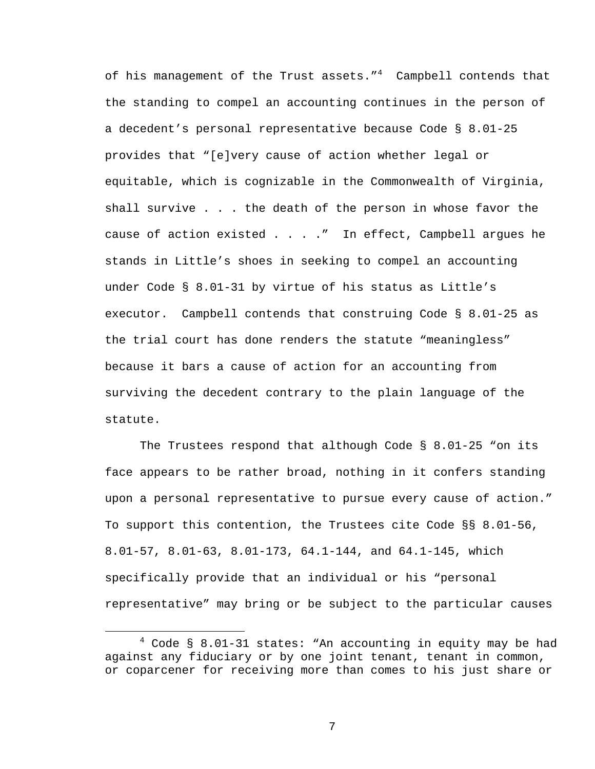of his management of the Trust assets."[4] Campbell contends that the standing to compel an accounting continues in the person of a decedent's personal representative because Code § 8.01-25 provides that "[e]very cause of action whether legal or equitable, which is cognizable in the Commonwealth of Virginia, shall survive . . . the death of the person in whose favor the cause of action existed . . . ." In effect, Campbell argues he stands in Little's shoes in seeking to compel an accounting under Code § 8.01-31 by virtue of his status as Little's executor. Campbell contends that construing Code § 8.01-25 as the trial court has done renders the statute "meaningless" because it bars a cause of action for an accounting from surviving the decedent contrary to the plain language of the statute.

The Trustees respond that although Code § 8.01-25 "on its face appears to be rather broad, nothing in it confers standing upon a personal representative to pursue every cause of action." To support this contention, the Trustees cite Code §§ 8.01-56, 8.01-57, 8.01-63, 8.01-173, 64.1-144, and 64.1-145, which specifically provide that an individual or his "personal representative" may bring or be subject to the particular causes

---

[4] Code § 8.01-31 states: "An accounting in equity may be had against any fiduciary or by one joint tenant, tenant in common, or coparcener for receiving more than comes to his just share or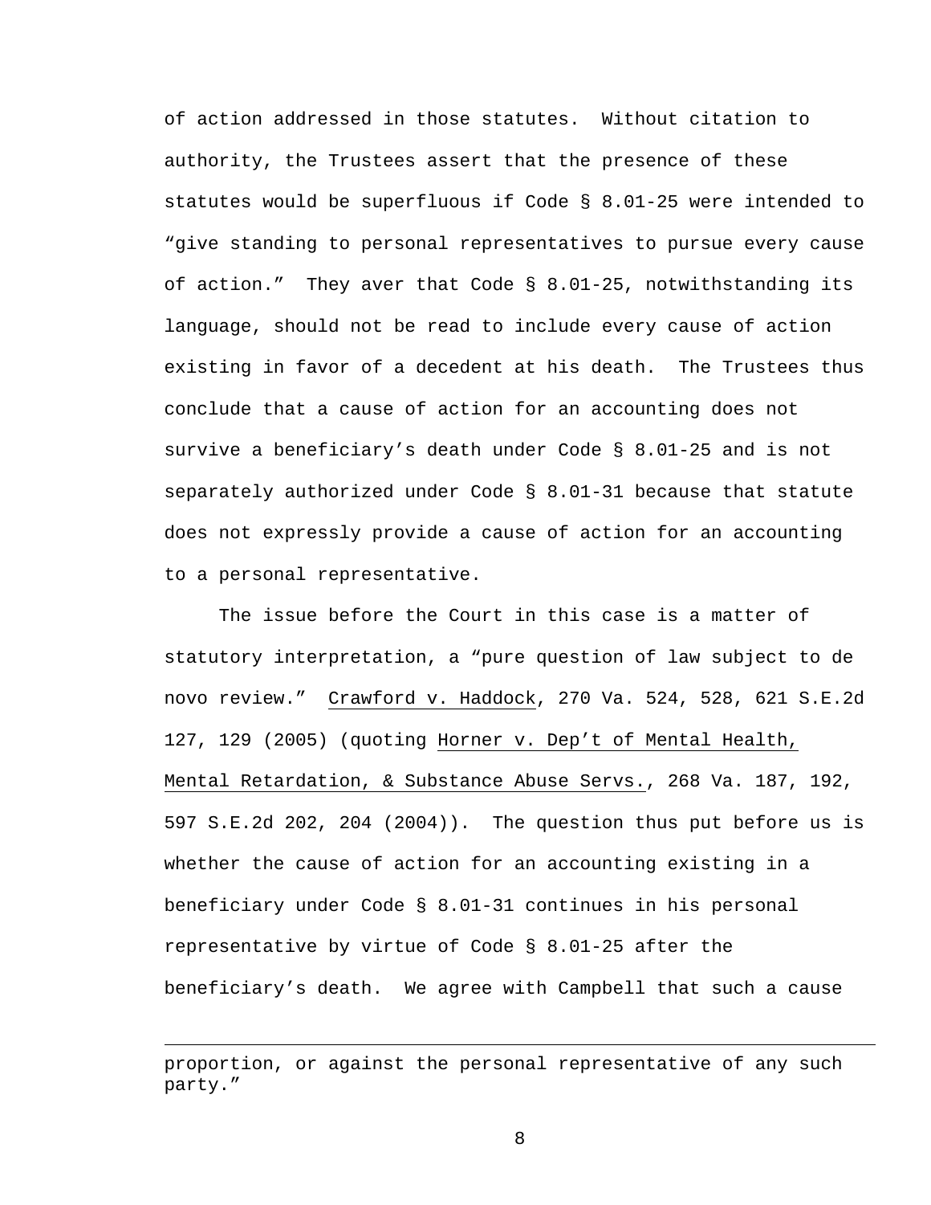of action addressed in those statutes. Without citation to authority, the Trustees assert that the presence of these statutes would be superfluous if Code § 8.01-25 were intended to "give standing to personal representatives to pursue every cause of action." They aver that Code § 8.01-25, notwithstanding its language, should not be read to include every cause of action existing in favor of a decedent at his death. The Trustees thus conclude that a cause of action for an accounting does not survive a beneficiary's death under Code § 8.01-25 and is not separately authorized under Code § 8.01-31 because that statute does not expressly provide a cause of action for an accounting to a personal representative.

The issue before the Court in this case is a matter of statutory interpretation, a "pure question of law subject to de novo review." Crawford v. Haddock, 270 Va. 524, 528, 621 S.E.2d 127, 129 (2005) (quoting Horner v. Dep't of Mental Health, Mental Retardation, & Substance Abuse Servs., 268 Va. 187, 192, 597 S.E.2d 202, 204 (2004)). The question thus put before us is whether the cause of action for an accounting existing in a beneficiary under Code § 8.01-31 continues in his personal representative by virtue of Code § 8.01-25 after the beneficiary's death. We agree with Campbell that such a cause

---

proportion, or against the personal representative of any such party."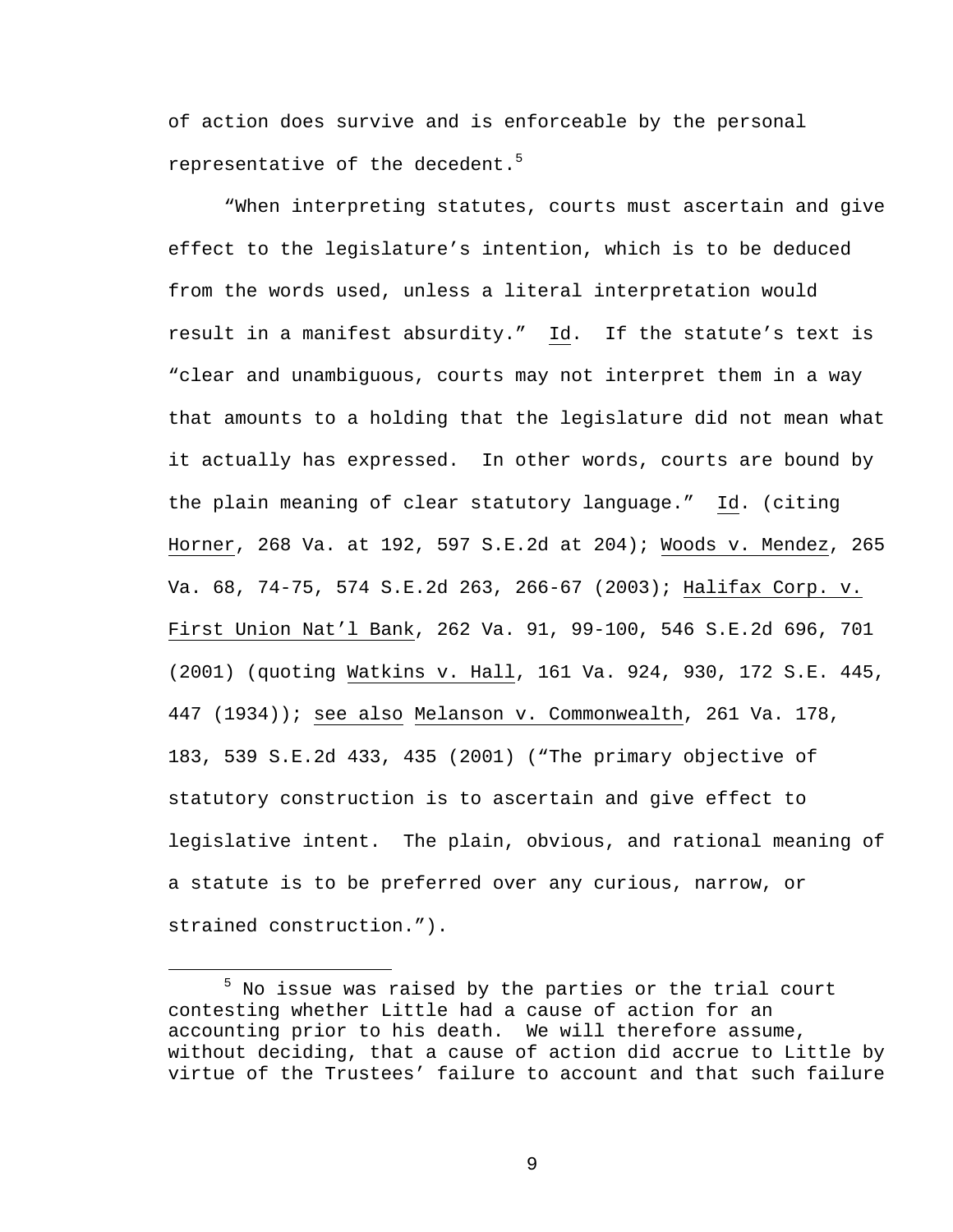of action does survive and is enforceable by the personal representative of the decedent.[5]

"When interpreting statutes, courts must ascertain and give effect to the legislature's intention, which is to be deduced from the words used, unless a literal interpretation would result in a manifest absurdity." Id. If the statute's text is "clear and unambiguous, courts may not interpret them in a way that amounts to a holding that the legislature did not mean what it actually has expressed. In other words, courts are bound by the plain meaning of clear statutory language." Id. (citing Horner, 268 Va. at 192, 597 S.E.2d at 204); Woods v. Mendez, 265 Va. 68, 74-75, 574 S.E.2d 263, 266-67 (2003); Halifax Corp. v. First Union Nat'l Bank, 262 Va. 91, 99-100, 546 S.E.2d 696, 701 (2001) (quoting Watkins v. Hall, 161 Va. 924, 930, 172 S.E. 445, 447 (1934)); see also Melanson v. Commonwealth, 261 Va. 178, 183, 539 S.E.2d 433, 435 (2001) ("The primary objective of statutory construction is to ascertain and give effect to legislative intent. The plain, obvious, and rational meaning of a statute is to be preferred over any curious, narrow, or strained construction.").

---

[5] No issue was raised by the parties or the trial court contesting whether Little had a cause of action for an accounting prior to his death. We will therefore assume, without deciding, that a cause of action did accrue to Little by virtue of the Trustees' failure to account and that such failure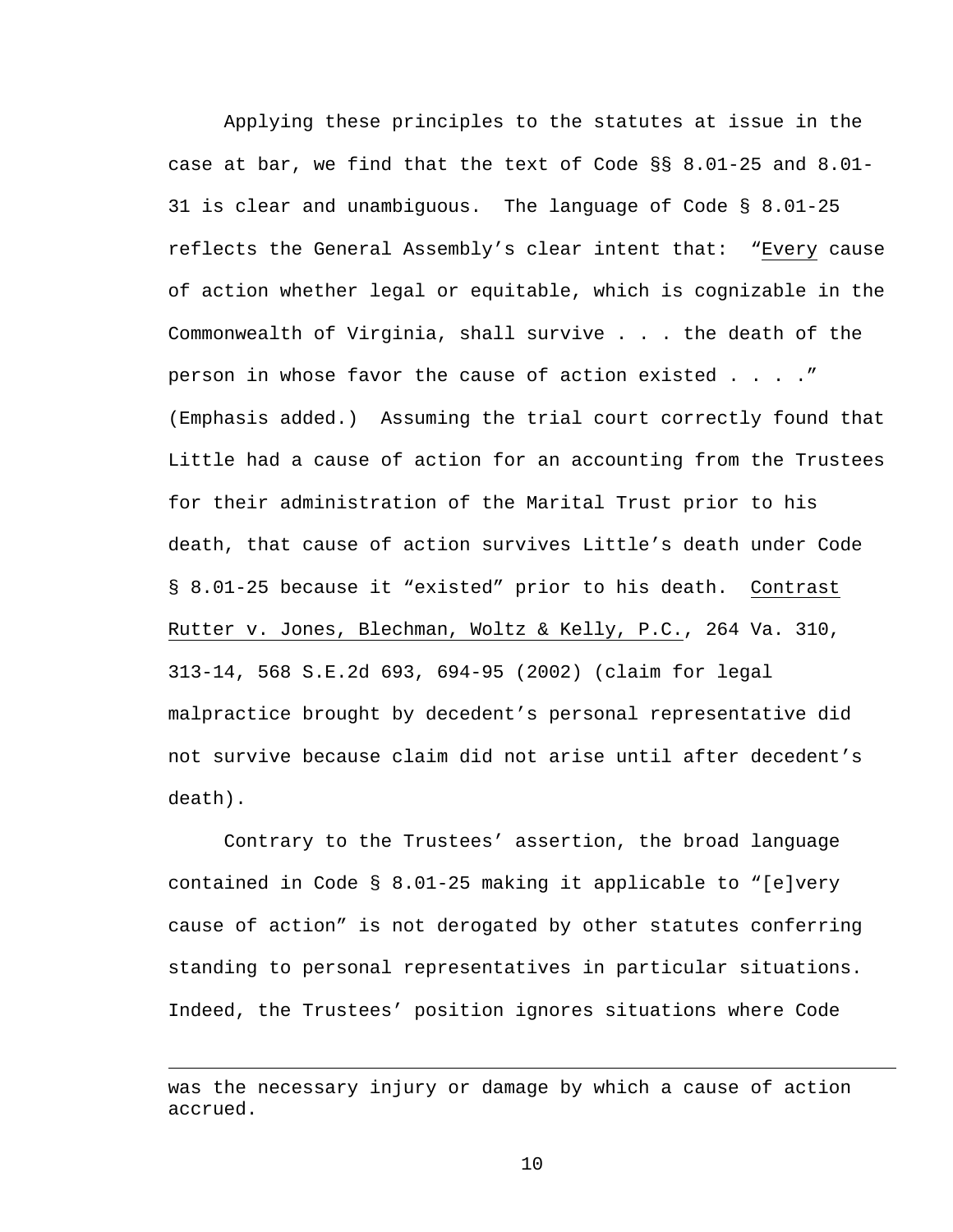Applying these principles to the statutes at issue in the case at bar, we find that the text of Code §§ 8.01-25 and 8.01-31 is clear and unambiguous. The language of Code § 8.01-25 reflects the General Assembly's clear intent that: "Every cause of action whether legal or equitable, which is cognizable in the Commonwealth of Virginia, shall survive . . . the death of the person in whose favor the cause of action existed . . . ." (Emphasis added.) Assuming the trial court correctly found that Little had a cause of action for an accounting from the Trustees for their administration of the Marital Trust prior to his death, that cause of action survives Little's death under Code § 8.01-25 because it "existed" prior to his death. Contrast Rutter v. Jones, Blechman, Woltz & Kelly, P.C., 264 Va. 310, 313-14, 568 S.E.2d 693, 694-95 (2002) (claim for legal malpractice brought by decedent's personal representative did not survive because claim did not arise until after decedent's death).

Contrary to the Trustees' assertion, the broad language contained in Code § 8.01-25 making it applicable to "[e]very cause of action" is not derogated by other statutes conferring standing to personal representatives in particular situations. Indeed, the Trustees' position ignores situations where Code

---

was the necessary injury or damage by which a cause of action accrued.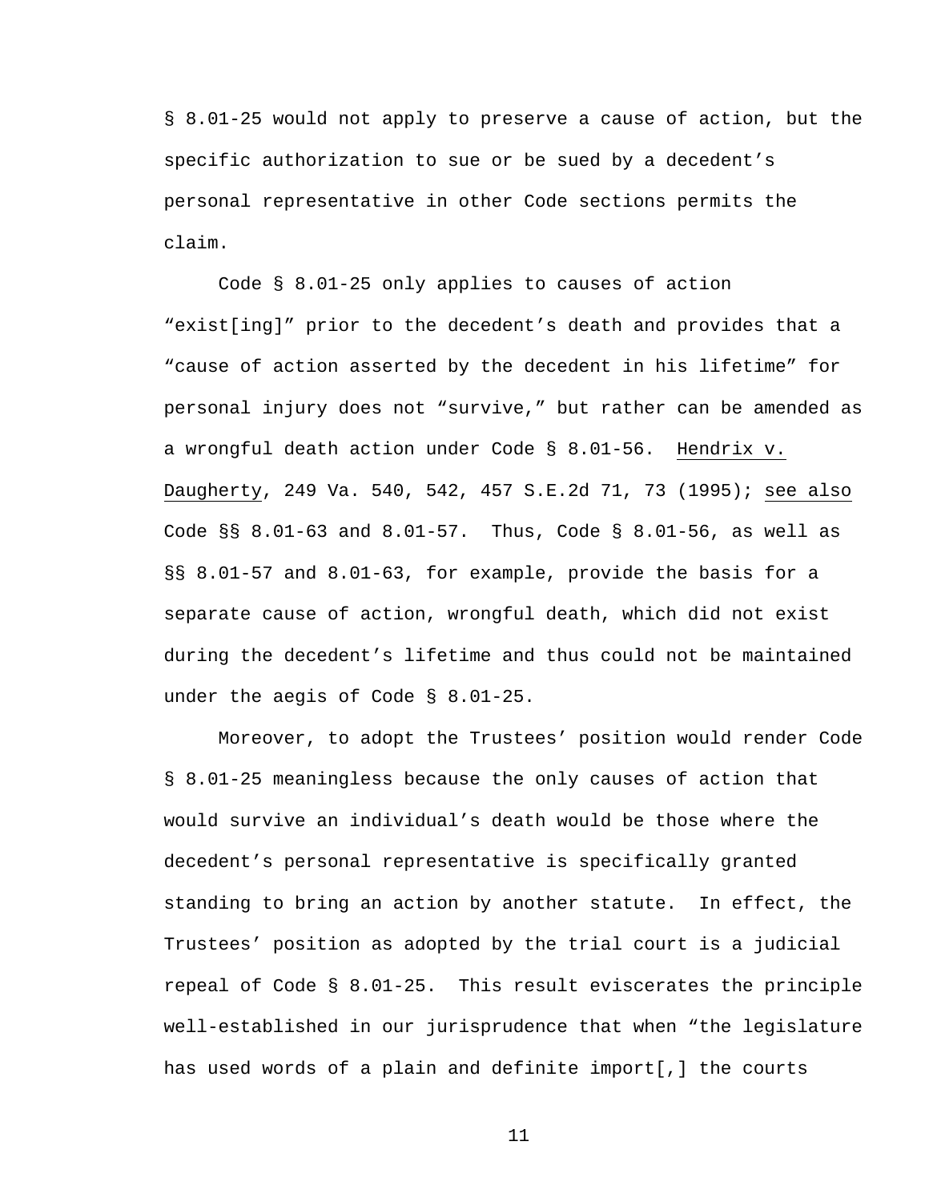§ 8.01-25 would not apply to preserve a cause of action, but the specific authorization to sue or be sued by a decedent's personal representative in other Code sections permits the claim.

Code § 8.01-25 only applies to causes of action "exist[ing]" prior to the decedent's death and provides that a "cause of action asserted by the decedent in his lifetime" for personal injury does not "survive," but rather can be amended as a wrongful death action under Code § 8.01-56. Hendrix v. Daugherty, 249 Va. 540, 542, 457 S.E.2d 71, 73 (1995); see also Code §§ 8.01-63 and 8.01-57. Thus, Code § 8.01-56, as well as §§ 8.01-57 and 8.01-63, for example, provide the basis for a separate cause of action, wrongful death, which did not exist during the decedent's lifetime and thus could not be maintained under the aegis of Code § 8.01-25.

Moreover, to adopt the Trustees' position would render Code § 8.01-25 meaningless because the only causes of action that would survive an individual's death would be those where the decedent's personal representative is specifically granted standing to bring an action by another statute. In effect, the Trustees' position as adopted by the trial court is a judicial repeal of Code § 8.01-25. This result eviscerates the principle well-established in our jurisprudence that when "the legislature has used words of a plain and definite import[,] the courts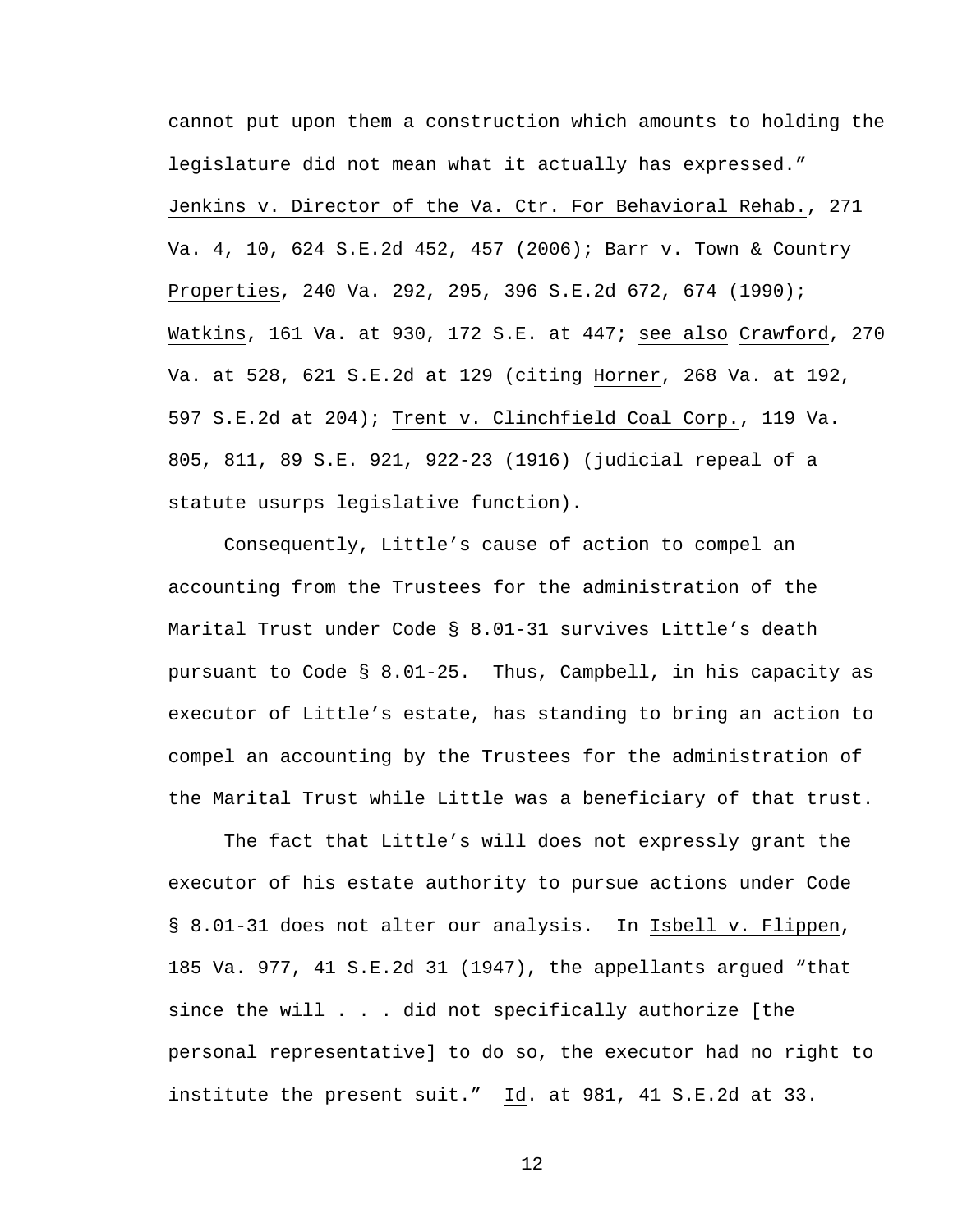cannot put upon them a construction which amounts to holding the legislature did not mean what it actually has expressed." Jenkins v. Director of the Va. Ctr. For Behavioral Rehab., 271 Va. 4, 10, 624 S.E.2d 452, 457 (2006); Barr v. Town & Country Properties, 240 Va. 292, 295, 396 S.E.2d 672, 674 (1990); Watkins, 161 Va. at 930, 172 S.E. at 447; see also Crawford, 270 Va. at 528, 621 S.E.2d at 129 (citing Horner, 268 Va. at 192, 597 S.E.2d at 204); Trent v. Clinchfield Coal Corp., 119 Va. 805, 811, 89 S.E. 921, 922-23 (1916) (judicial repeal of a statute usurps legislative function).

Consequently, Little's cause of action to compel an accounting from the Trustees for the administration of the Marital Trust under Code § 8.01-31 survives Little's death pursuant to Code § 8.01-25. Thus, Campbell, in his capacity as executor of Little's estate, has standing to bring an action to compel an accounting by the Trustees for the administration of the Marital Trust while Little was a beneficiary of that trust.

The fact that Little's will does not expressly grant the executor of his estate authority to pursue actions under Code § 8.01-31 does not alter our analysis. In Isbell v. Flippen, 185 Va. 977, 41 S.E.2d 31 (1947), the appellants argued "that since the will . . . did not specifically authorize [the personal representative] to do so, the executor had no right to institute the present suit." Id. at 981, 41 S.E.2d at 33.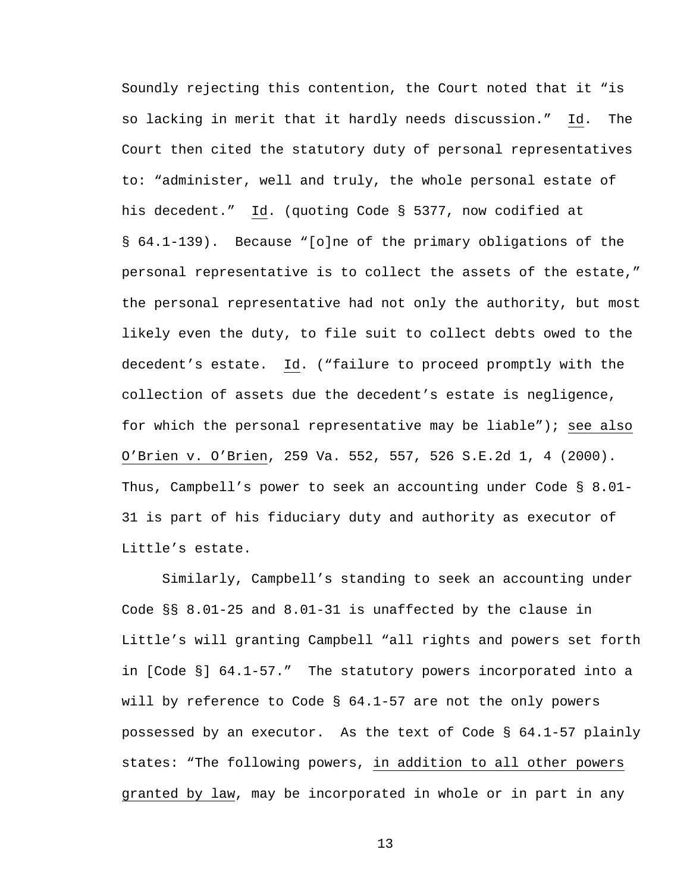Soundly rejecting this contention, the Court noted that it "is so lacking in merit that it hardly needs discussion." Id. The Court then cited the statutory duty of personal representatives to: "administer, well and truly, the whole personal estate of his decedent." Id. (quoting Code § 5377, now codified at § 64.1-139). Because "[o]ne of the primary obligations of the personal representative is to collect the assets of the estate," the personal representative had not only the authority, but most likely even the duty, to file suit to collect debts owed to the decedent's estate. Id. ("failure to proceed promptly with the collection of assets due the decedent's estate is negligence, for which the personal representative may be liable"); see also O'Brien v. O'Brien, 259 Va. 552, 557, 526 S.E.2d 1, 4 (2000). Thus, Campbell's power to seek an accounting under Code § 8.01-31 is part of his fiduciary duty and authority as executor of Little's estate.

Similarly, Campbell's standing to seek an accounting under Code §§ 8.01-25 and 8.01-31 is unaffected by the clause in Little's will granting Campbell "all rights and powers set forth in [Code §] 64.1-57." The statutory powers incorporated into a will by reference to Code § 64.1-57 are not the only powers possessed by an executor. As the text of Code § 64.1-57 plainly states: "The following powers, in addition to all other powers granted by law, may be incorporated in whole or in part in any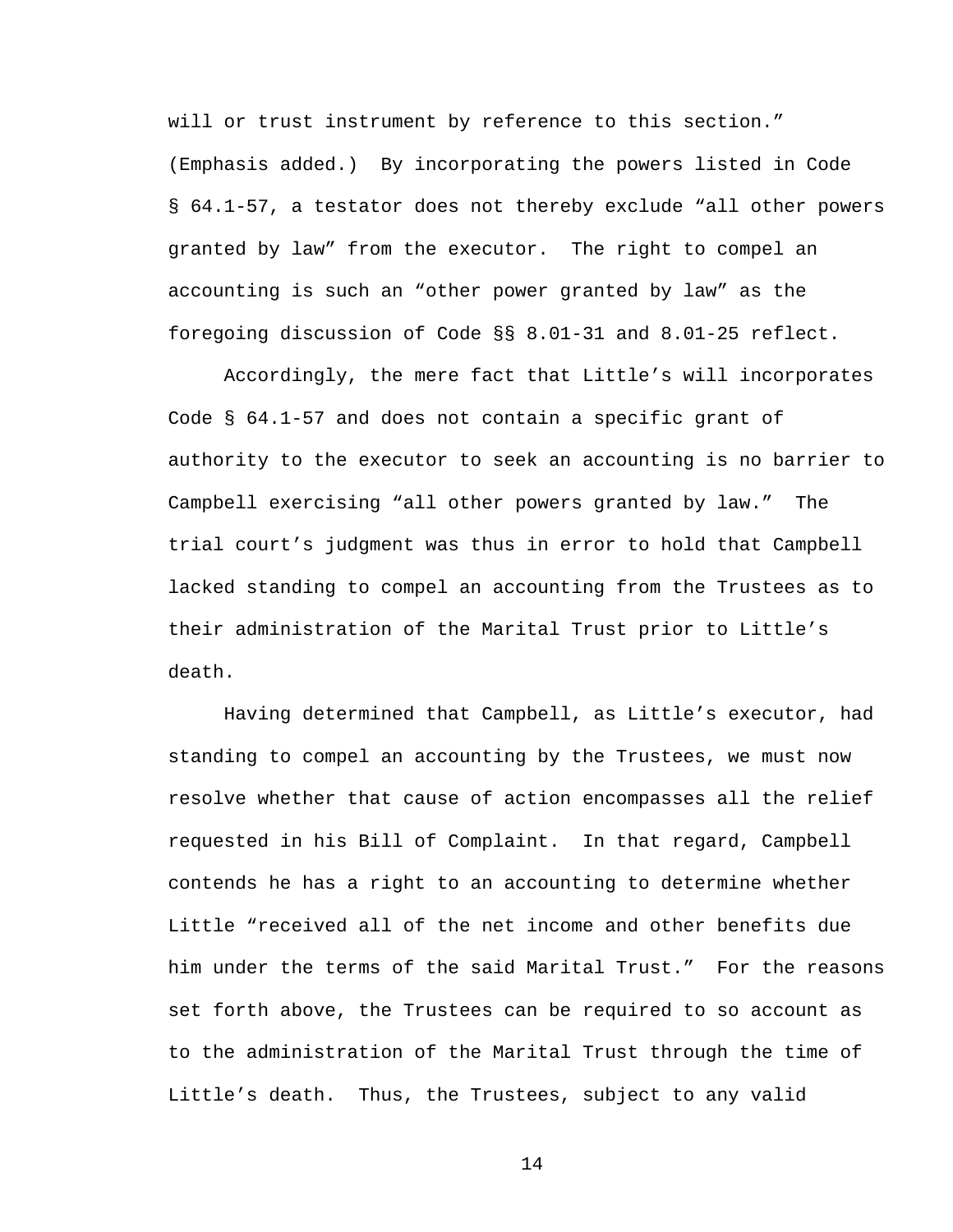will or trust instrument by reference to this section." (Emphasis added.) By incorporating the powers listed in Code § 64.1-57, a testator does not thereby exclude "all other powers granted by law" from the executor. The right to compel an accounting is such an "other power granted by law" as the foregoing discussion of Code §§ 8.01-31 and 8.01-25 reflect.

Accordingly, the mere fact that Little's will incorporates Code § 64.1-57 and does not contain a specific grant of authority to the executor to seek an accounting is no barrier to Campbell exercising "all other powers granted by law." The trial court's judgment was thus in error to hold that Campbell lacked standing to compel an accounting from the Trustees as to their administration of the Marital Trust prior to Little's death.

Having determined that Campbell, as Little's executor, had standing to compel an accounting by the Trustees, we must now resolve whether that cause of action encompasses all the relief requested in his Bill of Complaint. In that regard, Campbell contends he has a right to an accounting to determine whether Little "received all of the net income and other benefits due him under the terms of the said Marital Trust." For the reasons set forth above, the Trustees can be required to so account as to the administration of the Marital Trust through the time of Little's death. Thus, the Trustees, subject to any valid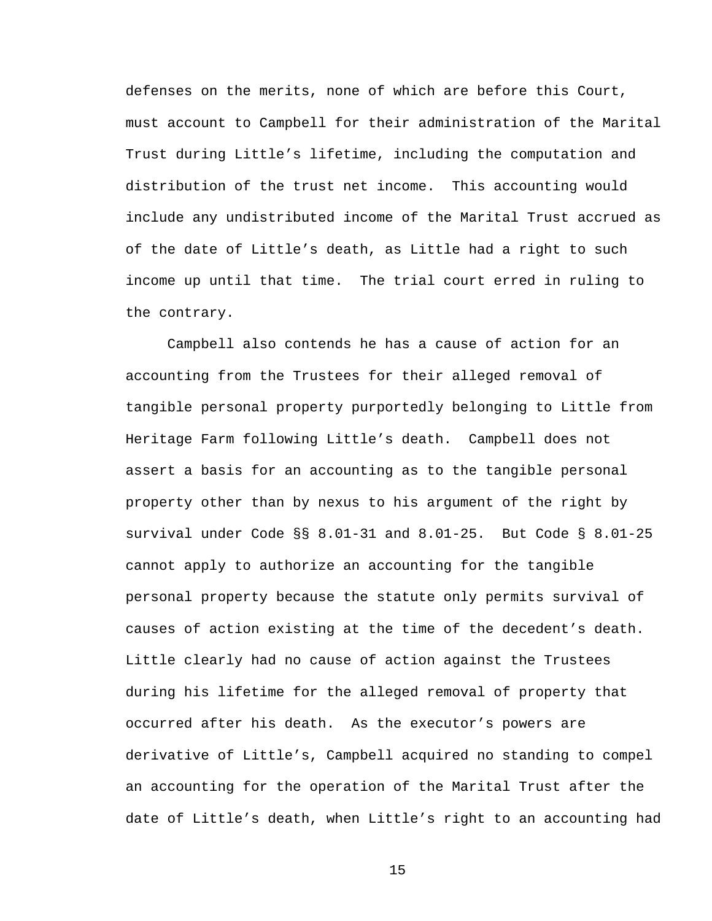defenses on the merits, none of which are before this Court, must account to Campbell for their administration of the Marital Trust during Little's lifetime, including the computation and distribution of the trust net income. This accounting would include any undistributed income of the Marital Trust accrued as of the date of Little's death, as Little had a right to such income up until that time. The trial court erred in ruling to the contrary.

Campbell also contends he has a cause of action for an accounting from the Trustees for their alleged removal of tangible personal property purportedly belonging to Little from Heritage Farm following Little's death. Campbell does not assert a basis for an accounting as to the tangible personal property other than by nexus to his argument of the right by survival under Code §§ 8.01-31 and 8.01-25. But Code § 8.01-25 cannot apply to authorize an accounting for the tangible personal property because the statute only permits survival of causes of action existing at the time of the decedent's death. Little clearly had no cause of action against the Trustees during his lifetime for the alleged removal of property that occurred after his death. As the executor's powers are derivative of Little's, Campbell acquired no standing to compel an accounting for the operation of the Marital Trust after the date of Little's death, when Little's right to an accounting had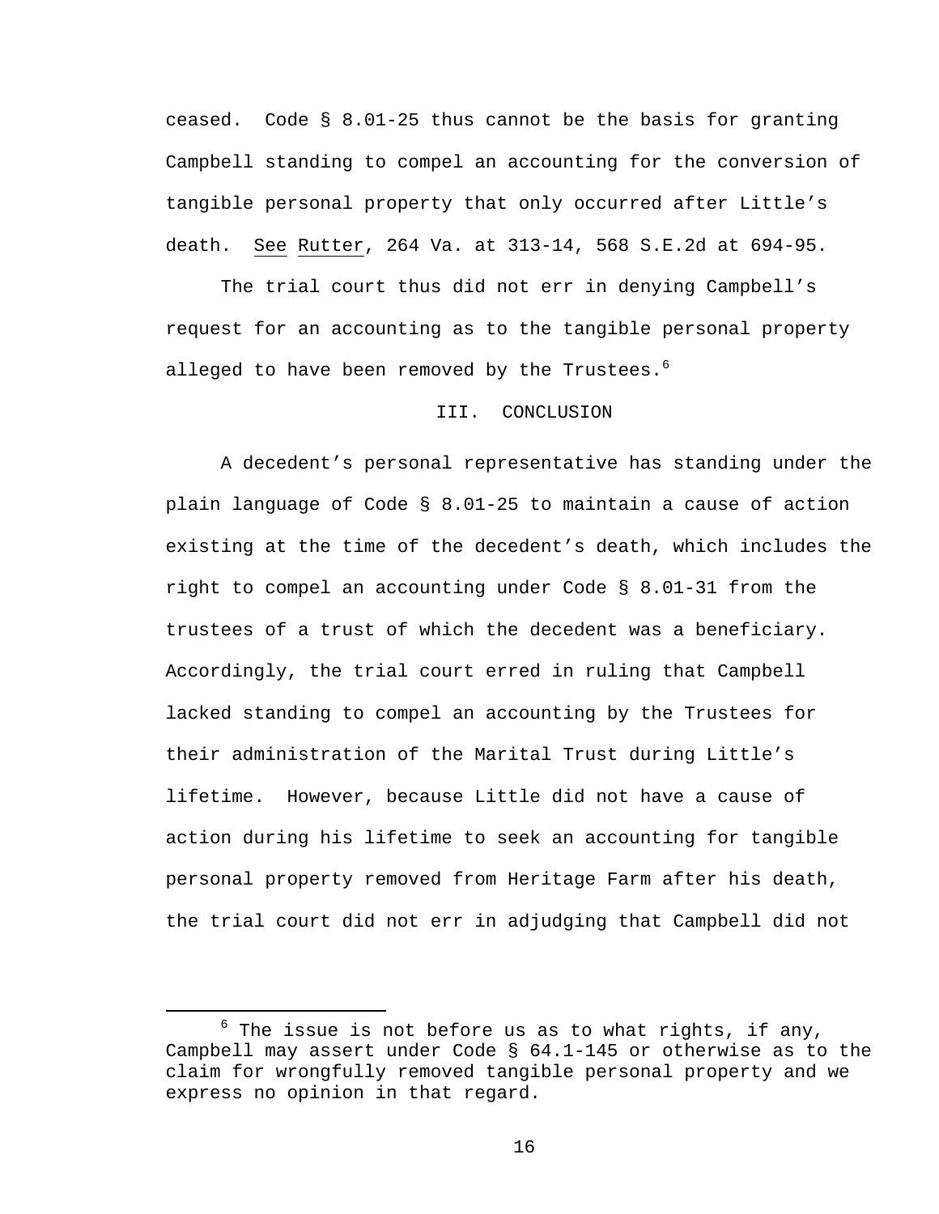ceased. Code § 8.01-25 thus cannot be the basis for granting Campbell standing to compel an accounting for the conversion of tangible personal property that only occurred after Little's death. See Rutter, 264 Va. at 313-14, 568 S.E.2d at 694-95.

The trial court thus did not err in denying Campbell's request for an accounting as to the tangible personal property alleged to have been removed by the Trustees.[6]

## III. CONCLUSION

A decedent's personal representative has standing under the plain language of Code § 8.01-25 to maintain a cause of action existing at the time of the decedent's death, which includes the right to compel an accounting under Code § 8.01-31 from the trustees of a trust of which the decedent was a beneficiary. Accordingly, the trial court erred in ruling that Campbell lacked standing to compel an accounting by the Trustees for their administration of the Marital Trust during Little's lifetime. However, because Little did not have a cause of action during his lifetime to seek an accounting for tangible personal property removed from Heritage Farm after his death, the trial court did not err in adjudging that Campbell did not

---

[6] The issue is not before us as to what rights, if any, Campbell may assert under Code § 64.1-145 or otherwise as to the claim for wrongfully removed tangible personal property and we express no opinion in that regard.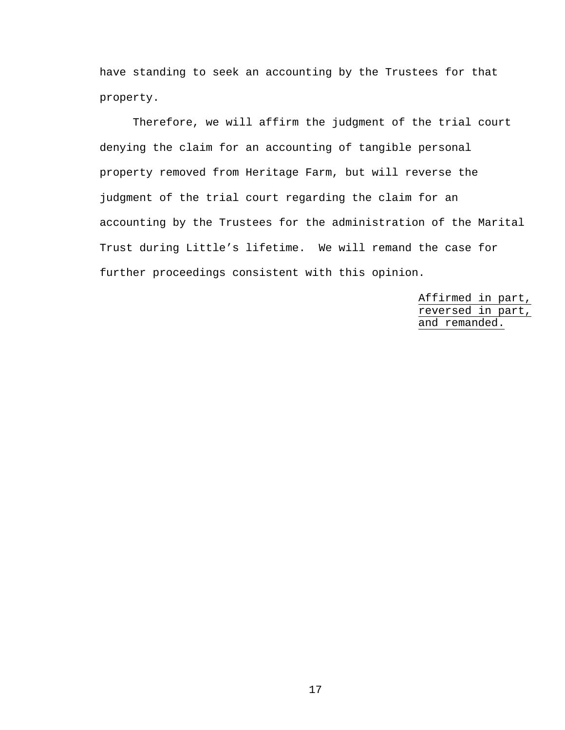have standing to seek an accounting by the Trustees for that property.

Therefore, we will affirm the judgment of the trial court denying the claim for an accounting of tangible personal property removed from Heritage Farm, but will reverse the judgment of the trial court regarding the claim for an accounting by the Trustees for the administration of the Marital Trust during Little's lifetime. We will remand the case for further proceedings consistent with this opinion.

<u>Affirmed in part, reversed in part, and remanded.</u>